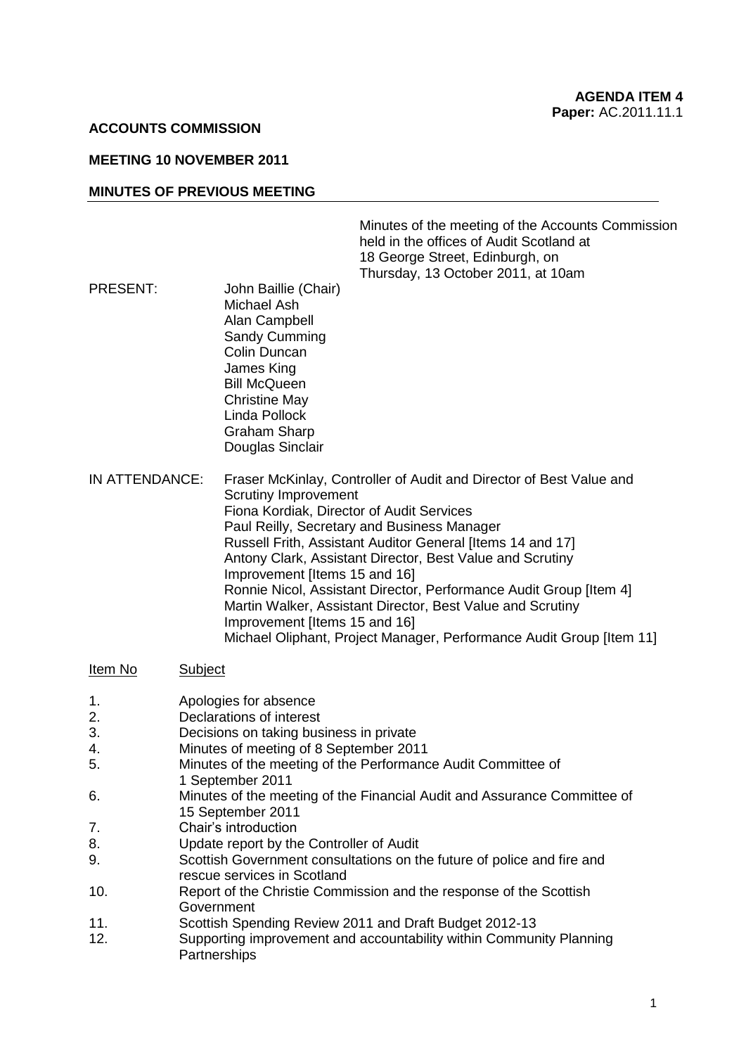**AGENDA ITEM 4**
**Paper:** AC.2011.11.1

**ACCOUNTS COMMISSION**

**MEETING 10 NOVEMBER 2011**

**MINUTES OF PREVIOUS MEETING**

Minutes of the meeting of the Accounts Commission held in the offices of Audit Scotland at 18 George Street, Edinburgh, on Thursday, 13 October 2011, at 10am

PRESENT:

John Baillie (Chair)
Michael Ash
Alan Campbell
Sandy Cumming
Colin Duncan
James King
Bill McQueen
Christine May
Linda Pollock
Graham Sharp
Douglas Sinclair

IN ATTENDANCE:

Fraser McKinlay, Controller of Audit and Director of Best Value and Scrutiny Improvement
Fiona Kordiak, Director of Audit Services
Paul Reilly, Secretary and Business Manager
Russell Frith, Assistant Auditor General [Items 14 and 17]
Antony Clark, Assistant Director, Best Value and Scrutiny Improvement [Items 15 and 16]
Ronnie Nicol, Assistant Director, Performance Audit Group [Item 4]
Martin Walker, Assistant Director, Best Value and Scrutiny Improvement [Items 15 and 16]
Michael Oliphant, Project Manager, Performance Audit Group [Item 11]

| Item No | Subject |
|---|---|
| 1. | Apologies for absence |
| 2. | Declarations of interest |
| 3. | Decisions on taking business in private |
| 4. | Minutes of meeting of 8 September 2011 |
| 5. | Minutes of the meeting of the Performance Audit Committee of 1 September 2011 |
| 6. | Minutes of the meeting of the Financial Audit and Assurance Committee of 15 September 2011 |
| 7. | Chair's introduction |
| 8. | Update report by the Controller of Audit |
| 9. | Scottish Government consultations on the future of police and fire and rescue services in Scotland |
| 10. | Report of the Christie Commission and the response of the Scottish Government |
| 11. | Scottish Spending Review 2011 and Draft Budget 2012-13 |
| 12. | Supporting improvement and accountability within Community Planning Partnerships |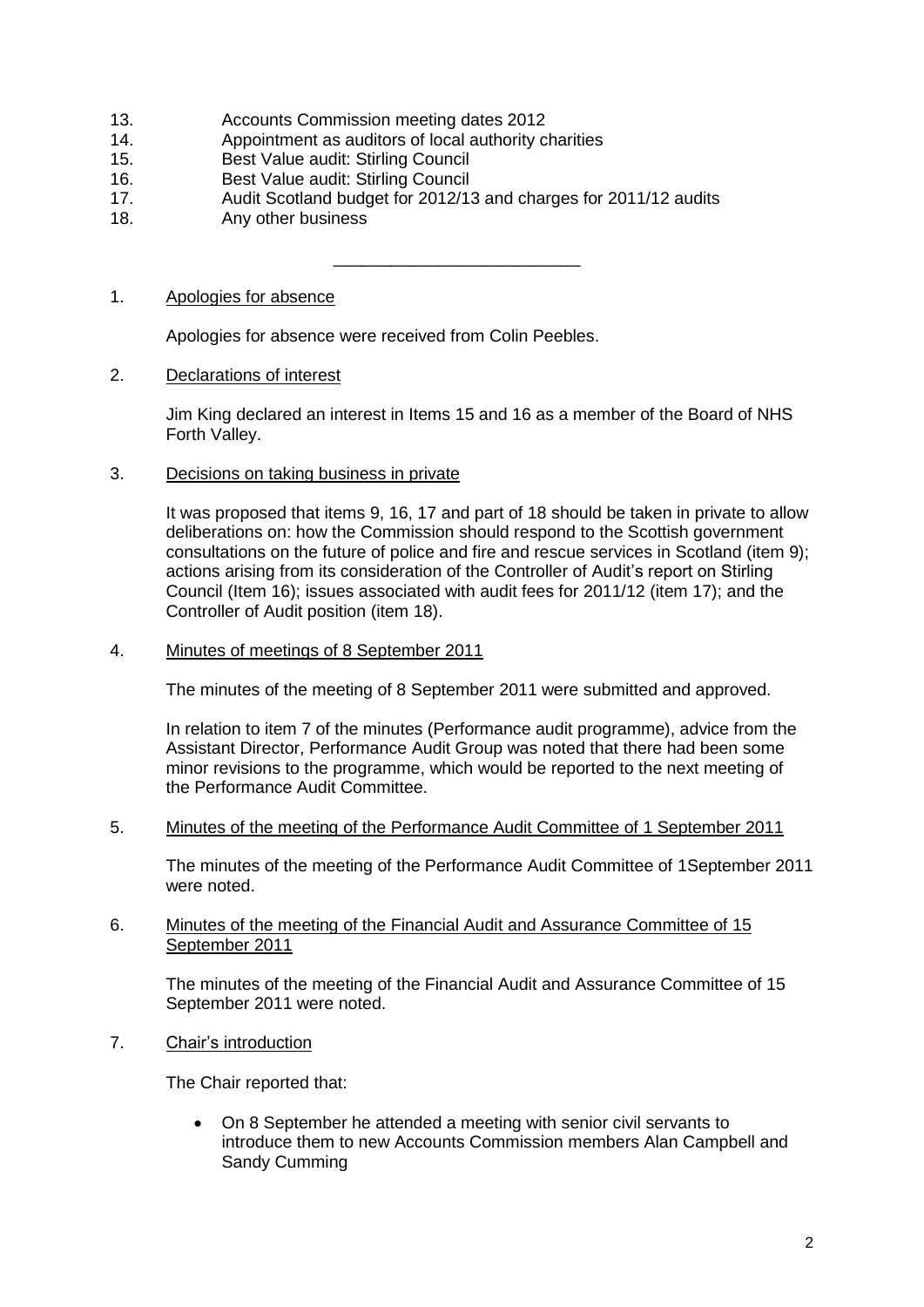13. Accounts Commission meeting dates 2012
14. Appointment as auditors of local authority charities
15. Best Value audit: Stirling Council
16. Best Value audit: Stirling Council
17. Audit Scotland budget for 2012/13 and charges for 2011/12 audits
18. Any other business

---

1. Apologies for absence

   Apologies for absence were received from Colin Peebles.

2. Declarations of interest

   Jim King declared an interest in Items 15 and 16 as a member of the Board of NHS Forth Valley.

3. Decisions on taking business in private

   It was proposed that items 9, 16, 17 and part of 18 should be taken in private to allow deliberations on: how the Commission should respond to the Scottish government consultations on the future of police and fire and rescue services in Scotland (item 9); actions arising from its consideration of the Controller of Audit's report on Stirling Council (Item 16); issues associated with audit fees for 2011/12 (item 17); and the Controller of Audit position (item 18).

4. Minutes of meetings of 8 September 2011

   The minutes of the meeting of 8 September 2011 were submitted and approved.

   In relation to item 7 of the minutes (Performance audit programme), advice from the Assistant Director, Performance Audit Group was noted that there had been some minor revisions to the programme, which would be reported to the next meeting of the Performance Audit Committee.

5. Minutes of the meeting of the Performance Audit Committee of 1 September 2011

   The minutes of the meeting of the Performance Audit Committee of 1September 2011 were noted.

6. Minutes of the meeting of the Financial Audit and Assurance Committee of 15 September 2011

   The minutes of the meeting of the Financial Audit and Assurance Committee of 15 September 2011 were noted.

7. Chair's introduction

   The Chair reported that:

   - On 8 September he attended a meeting with senior civil servants to introduce them to new Accounts Commission members Alan Campbell and Sandy Cumming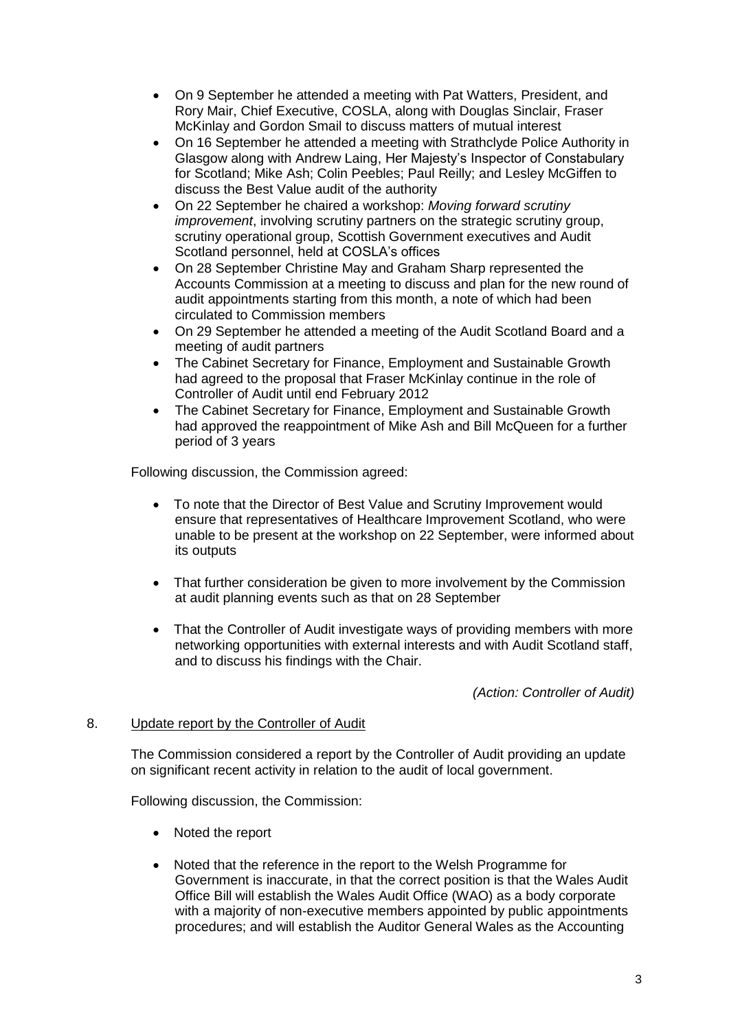- On 9 September he attended a meeting with Pat Watters, President, and Rory Mair, Chief Executive, COSLA, along with Douglas Sinclair, Fraser McKinlay and Gordon Smail to discuss matters of mutual interest
- On 16 September he attended a meeting with Strathclyde Police Authority in Glasgow along with Andrew Laing, Her Majesty's Inspector of Constabulary for Scotland; Mike Ash; Colin Peebles; Paul Reilly; and Lesley McGiffen to discuss the Best Value audit of the authority
- On 22 September he chaired a workshop: *Moving forward scrutiny improvement*, involving scrutiny partners on the strategic scrutiny group, scrutiny operational group, Scottish Government executives and Audit Scotland personnel, held at COSLA's offices
- On 28 September Christine May and Graham Sharp represented the Accounts Commission at a meeting to discuss and plan for the new round of audit appointments starting from this month, a note of which had been circulated to Commission members
- On 29 September he attended a meeting of the Audit Scotland Board and a meeting of audit partners
- The Cabinet Secretary for Finance, Employment and Sustainable Growth had agreed to the proposal that Fraser McKinlay continue in the role of Controller of Audit until end February 2012
- The Cabinet Secretary for Finance, Employment and Sustainable Growth had approved the reappointment of Mike Ash and Bill McQueen for a further period of 3 years

Following discussion, the Commission agreed:

- To note that the Director of Best Value and Scrutiny Improvement would ensure that representatives of Healthcare Improvement Scotland, who were unable to be present at the workshop on 22 September, were informed about its outputs
- That further consideration be given to more involvement by the Commission at audit planning events such as that on 28 September
- That the Controller of Audit investigate ways of providing members with more networking opportunities with external interests and with Audit Scotland staff, and to discuss his findings with the Chair.

*(Action: Controller of Audit)*

8. Update report by the Controller of Audit

The Commission considered a report by the Controller of Audit providing an update on significant recent activity in relation to the audit of local government.

Following discussion, the Commission:

- Noted the report
- Noted that the reference in the report to the Welsh Programme for Government is inaccurate, in that the correct position is that the Wales Audit Office Bill will establish the Wales Audit Office (WAO) as a body corporate with a majority of non-executive members appointed by public appointments procedures; and will establish the Auditor General Wales as the Accounting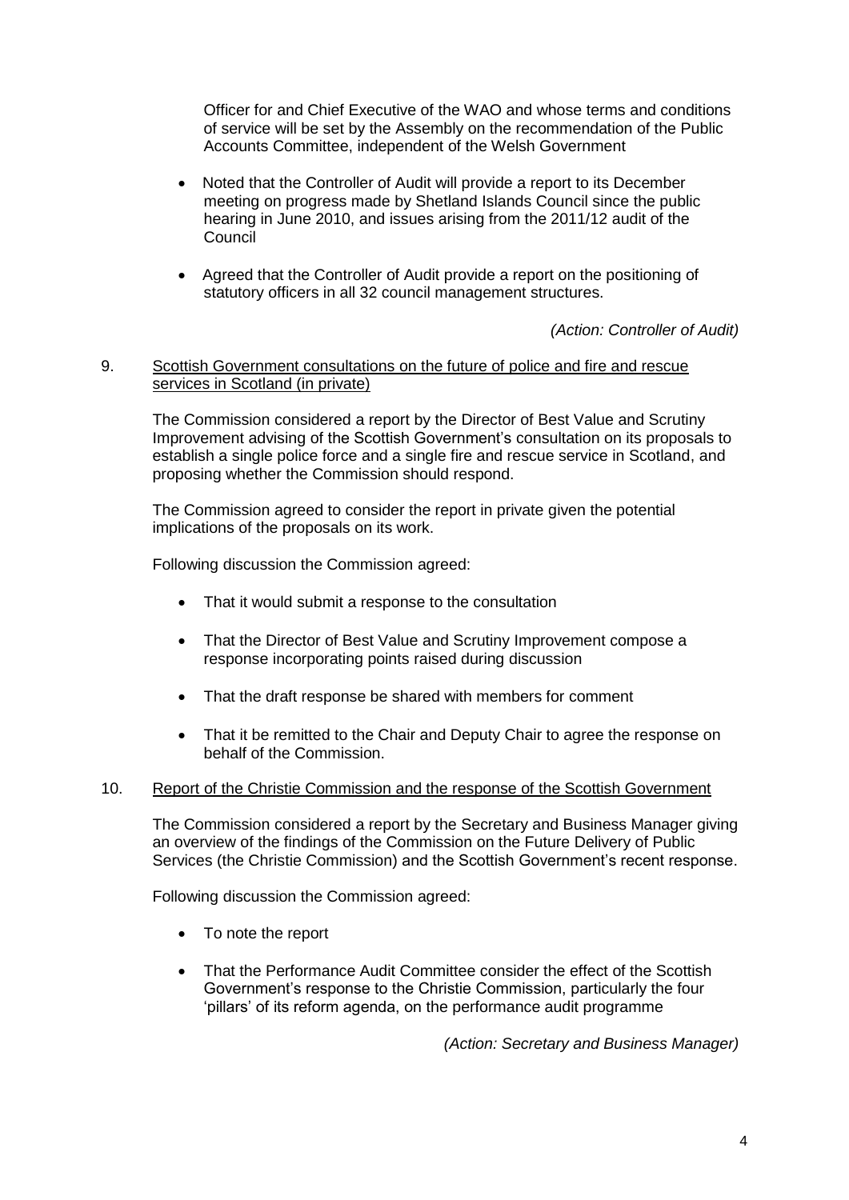Officer for and Chief Executive of the WAO and whose terms and conditions of service will be set by the Assembly on the recommendation of the Public Accounts Committee, independent of the Welsh Government

- Noted that the Controller of Audit will provide a report to its December meeting on progress made by Shetland Islands Council since the public hearing in June 2010, and issues arising from the 2011/12 audit of the Council
- Agreed that the Controller of Audit provide a report on the positioning of statutory officers in all 32 council management structures.

*(Action: Controller of Audit)*

9. <u>Scottish Government consultations on the future of police and fire and rescue services in Scotland (in private)</u>

The Commission considered a report by the Director of Best Value and Scrutiny Improvement advising of the Scottish Government's consultation on its proposals to establish a single police force and a single fire and rescue service in Scotland, and proposing whether the Commission should respond.

The Commission agreed to consider the report in private given the potential implications of the proposals on its work.

Following discussion the Commission agreed:

- That it would submit a response to the consultation
- That the Director of Best Value and Scrutiny Improvement compose a response incorporating points raised during discussion
- That the draft response be shared with members for comment
- That it be remitted to the Chair and Deputy Chair to agree the response on behalf of the Commission.

10. <u>Report of the Christie Commission and the response of the Scottish Government</u>

The Commission considered a report by the Secretary and Business Manager giving an overview of the findings of the Commission on the Future Delivery of Public Services (the Christie Commission) and the Scottish Government's recent response.

Following discussion the Commission agreed:

- To note the report
- That the Performance Audit Committee consider the effect of the Scottish Government's response to the Christie Commission, particularly the four 'pillars' of its reform agenda, on the performance audit programme

*(Action: Secretary and Business Manager)*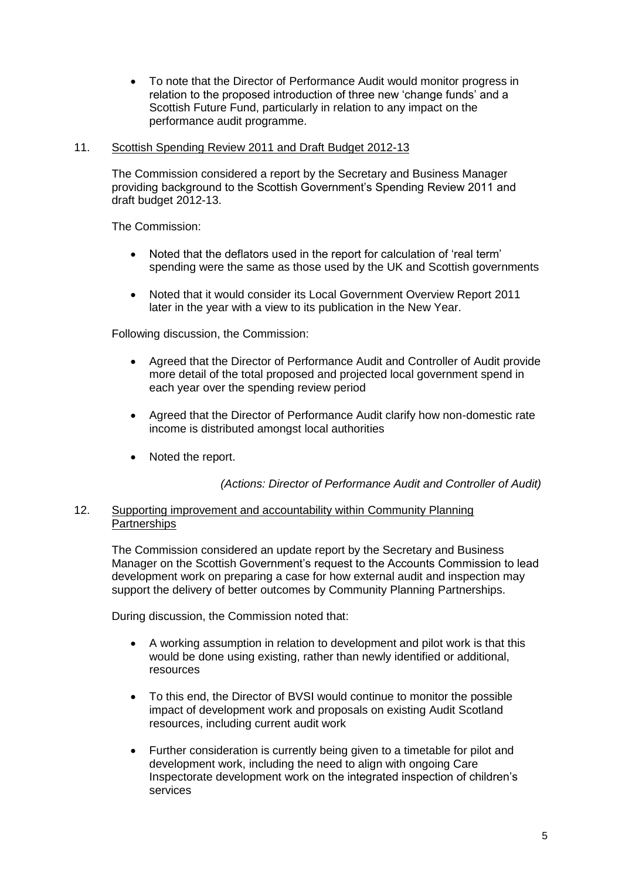- To note that the Director of Performance Audit would monitor progress in relation to the proposed introduction of three new 'change funds' and a Scottish Future Fund, particularly in relation to any impact on the performance audit programme.

11. Scottish Spending Review 2011 and Draft Budget 2012-13

The Commission considered a report by the Secretary and Business Manager providing background to the Scottish Government's Spending Review 2011 and draft budget 2012-13.

The Commission:

- Noted that the deflators used in the report for calculation of 'real term' spending were the same as those used by the UK and Scottish governments
- Noted that it would consider its Local Government Overview Report 2011 later in the year with a view to its publication in the New Year.

Following discussion, the Commission:

- Agreed that the Director of Performance Audit and Controller of Audit provide more detail of the total proposed and projected local government spend in each year over the spending review period
- Agreed that the Director of Performance Audit clarify how non-domestic rate income is distributed amongst local authorities
- Noted the report.

*(Actions: Director of Performance Audit and Controller of Audit)*

12. Supporting improvement and accountability within Community Planning Partnerships

The Commission considered an update report by the Secretary and Business Manager on the Scottish Government's request to the Accounts Commission to lead development work on preparing a case for how external audit and inspection may support the delivery of better outcomes by Community Planning Partnerships.

During discussion, the Commission noted that:

- A working assumption in relation to development and pilot work is that this would be done using existing, rather than newly identified or additional, resources
- To this end, the Director of BVSI would continue to monitor the possible impact of development work and proposals on existing Audit Scotland resources, including current audit work
- Further consideration is currently being given to a timetable for pilot and development work, including the need to align with ongoing Care Inspectorate development work on the integrated inspection of children's services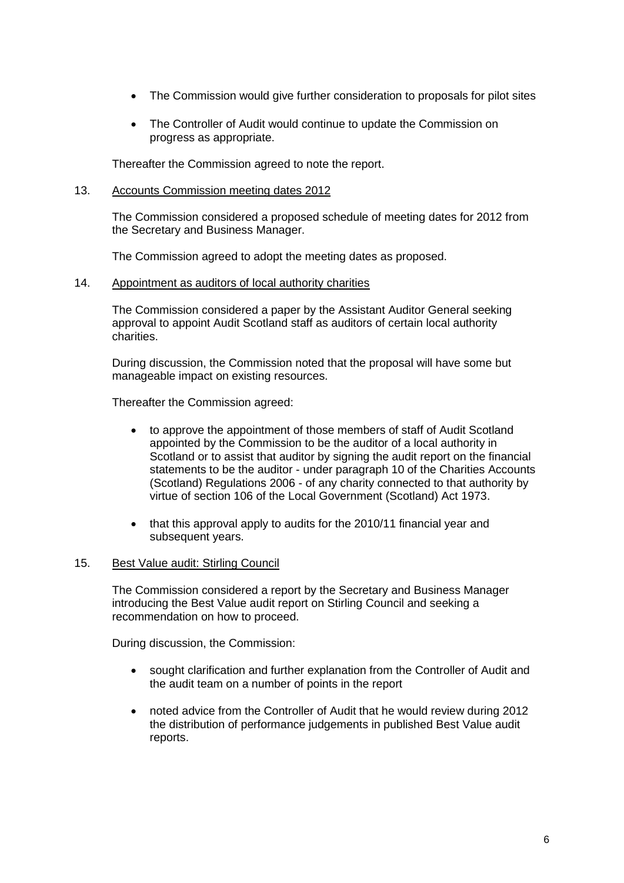- The Commission would give further consideration to proposals for pilot sites
- The Controller of Audit would continue to update the Commission on progress as appropriate.

Thereafter the Commission agreed to note the report.

13. Accounts Commission meeting dates 2012

The Commission considered a proposed schedule of meeting dates for 2012 from the Secretary and Business Manager.

The Commission agreed to adopt the meeting dates as proposed.

14. Appointment as auditors of local authority charities

The Commission considered a paper by the Assistant Auditor General seeking approval to appoint Audit Scotland staff as auditors of certain local authority charities.

During discussion, the Commission noted that the proposal will have some but manageable impact on existing resources.

Thereafter the Commission agreed:

- to approve the appointment of those members of staff of Audit Scotland appointed by the Commission to be the auditor of a local authority in Scotland or to assist that auditor by signing the audit report on the financial statements to be the auditor - under paragraph 10 of the Charities Accounts (Scotland) Regulations 2006 - of any charity connected to that authority by virtue of section 106 of the Local Government (Scotland) Act 1973.
- that this approval apply to audits for the 2010/11 financial year and subsequent years.

15. Best Value audit: Stirling Council

The Commission considered a report by the Secretary and Business Manager introducing the Best Value audit report on Stirling Council and seeking a recommendation on how to proceed.

During discussion, the Commission:

- sought clarification and further explanation from the Controller of Audit and the audit team on a number of points in the report
- noted advice from the Controller of Audit that he would review during 2012 the distribution of performance judgements in published Best Value audit reports.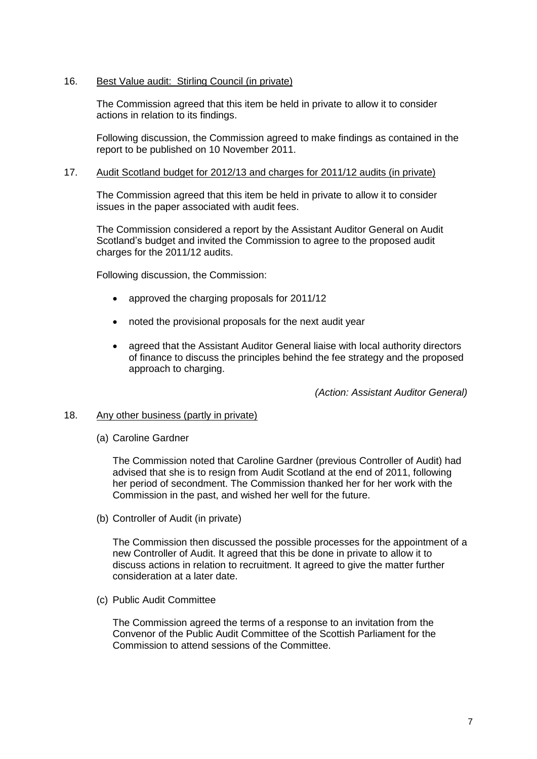16. Best Value audit: Stirling Council (in private)

The Commission agreed that this item be held in private to allow it to consider actions in relation to its findings.

Following discussion, the Commission agreed to make findings as contained in the report to be published on 10 November 2011.

17. Audit Scotland budget for 2012/13 and charges for 2011/12 audits (in private)

The Commission agreed that this item be held in private to allow it to consider issues in the paper associated with audit fees.

The Commission considered a report by the Assistant Auditor General on Audit Scotland's budget and invited the Commission to agree to the proposed audit charges for the 2011/12 audits.

Following discussion, the Commission:

- approved the charging proposals for 2011/12
- noted the provisional proposals for the next audit year
- agreed that the Assistant Auditor General liaise with local authority directors of finance to discuss the principles behind the fee strategy and the proposed approach to charging.

*(Action: Assistant Auditor General)*

18. Any other business (partly in private)

(a) Caroline Gardner

The Commission noted that Caroline Gardner (previous Controller of Audit) had advised that she is to resign from Audit Scotland at the end of 2011, following her period of secondment. The Commission thanked her for her work with the Commission in the past, and wished her well for the future.

(b) Controller of Audit (in private)

The Commission then discussed the possible processes for the appointment of a new Controller of Audit. It agreed that this be done in private to allow it to discuss actions in relation to recruitment. It agreed to give the matter further consideration at a later date.

(c) Public Audit Committee

The Commission agreed the terms of a response to an invitation from the Convenor of the Public Audit Committee of the Scottish Parliament for the Commission to attend sessions of the Committee.